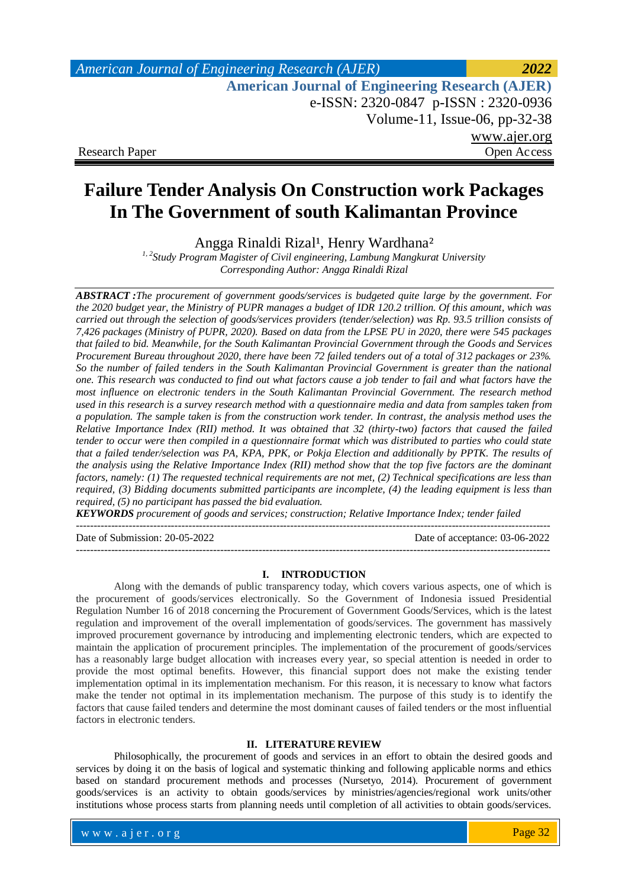Research Paper

Open Access

# Failure Tender Analysis On Construction work Packages In The Government of south Kalimantan Province

Angga Rinaldi Rizal[1], Henry Wardhana[2]

[1,2]*Study Program Magister of Civil engineering, Lambung Mangkurat University*
*Corresponding Author: Angga Rinaldi Rizal*

***ABSTRACT :****The procurement of government goods/services is budgeted quite large by the government. For the 2020 budget year, the Ministry of PUPR manages a budget of IDR 120.2 trillion. Of this amount, which was carried out through the selection of goods/services providers (tender/selection) was Rp. 93.5 trillion consists of 7,426 packages (Ministry of PUPR, 2020). Based on data from the LPSE PU in 2020, there were 545 packages that failed to bid. Meanwhile, for the South Kalimantan Provincial Government through the Goods and Services Procurement Bureau throughout 2020, there have been 72 failed tenders out of a total of 312 packages or 23%. So the number of failed tenders in the South Kalimantan Provincial Government is greater than the national one. This research was conducted to find out what factors cause a job tender to fail and what factors have the most influence on electronic tenders in the South Kalimantan Provincial Government. The research method used in this research is a survey research method with a questionnaire media and data from samples taken from a population. The sample taken is from the construction work tender. In contrast, the analysis method uses the Relative Importance Index (RII) method. It was obtained that 32 (thirty-two) factors that caused the failed tender to occur were then compiled in a questionnaire format which was distributed to parties who could state that a failed tender/selection was PA, KPA, PPK, or Pokja Election and additionally by PPTK. The results of the analysis using the Relative Importance Index (RII) method show that the top five factors are the dominant factors, namely: (1) The requested technical requirements are not met, (2) Technical specifications are less than required, (3) Bidding documents submitted participants are incomplete, (4) the leading equipment is less than required, (5) no participant has passed the bid evaluation.*

***KEYWORDS*** *procurement of goods and services; construction; Relative Importance Index; tender failed*

---

Date of Submission: 20-05-2022 Date of acceptance: 03-06-2022

---

## I. INTRODUCTION

Along with the demands of public transparency today, which covers various aspects, one of which is the procurement of goods/services electronically. So the Government of Indonesia issued Presidential Regulation Number 16 of 2018 concerning the Procurement of Government Goods/Services, which is the latest regulation and improvement of the overall implementation of goods/services. The government has massively improved procurement governance by introducing and implementing electronic tenders, which are expected to maintain the application of procurement principles. The implementation of the procurement of goods/services has a reasonably large budget allocation with increases every year, so special attention is needed in order to provide the most optimal benefits. However, this financial support does not make the existing tender implementation optimal in its implementation mechanism. For this reason, it is necessary to know what factors make the tender not optimal in its implementation mechanism. The purpose of this study is to identify the factors that cause failed tenders and determine the most dominant causes of failed tenders or the most influential factors in electronic tenders.

## II. LITERATURE REVIEW

Philosophically, the procurement of goods and services in an effort to obtain the desired goods and services by doing it on the basis of logical and systematic thinking and following applicable norms and ethics based on standard procurement methods and processes (Nursetyo, 2014). Procurement of government goods/services is an activity to obtain goods/services by ministries/agencies/regional work units/other institutions whose process starts from planning needs until completion of all activities to obtain goods/services.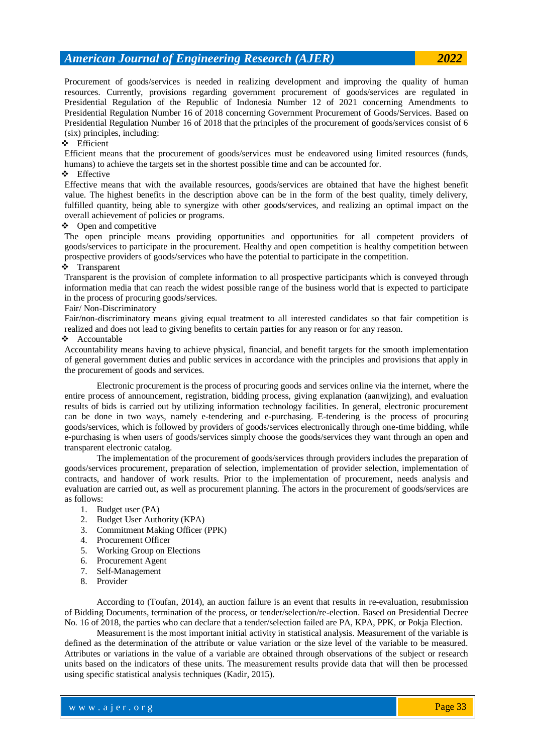Procurement of goods/services is needed in realizing development and improving the quality of human resources. Currently, provisions regarding government procurement of goods/services are regulated in Presidential Regulation of the Republic of Indonesia Number 12 of 2021 concerning Amendments to Presidential Regulation Number 16 of 2018 concerning Government Procurement of Goods/Services. Based on Presidential Regulation Number 16 of 2018 that the principles of the procurement of goods/services consist of 6 (six) principles, including:

- Efficient

Efficient means that the procurement of goods/services must be endeavored using limited resources (funds, humans) to achieve the targets set in the shortest possible time and can be accounted for.

- Effective

Effective means that with the available resources, goods/services are obtained that have the highest benefit value. The highest benefits in the description above can be in the form of the best quality, timely delivery, fulfilled quantity, being able to synergize with other goods/services, and realizing an optimal impact on the overall achievement of policies or programs.

- Open and competitive

The open principle means providing opportunities and opportunities for all competent providers of goods/services to participate in the procurement. Healthy and open competition is healthy competition between prospective providers of goods/services who have the potential to participate in the competition.

- Transparent

Transparent is the provision of complete information to all prospective participants which is conveyed through information media that can reach the widest possible range of the business world that is expected to participate in the process of procuring goods/services.

Fair/ Non-Discriminatory

Fair/non-discriminatory means giving equal treatment to all interested candidates so that fair competition is realized and does not lead to giving benefits to certain parties for any reason or for any reason.

- Accountable

Accountability means having to achieve physical, financial, and benefit targets for the smooth implementation of general government duties and public services in accordance with the principles and provisions that apply in the procurement of goods and services.

Electronic procurement is the process of procuring goods and services online via the internet, where the entire process of announcement, registration, bidding process, giving explanation (aanwijzing), and evaluation results of bids is carried out by utilizing information technology facilities. In general, electronic procurement can be done in two ways, namely e-tendering and e-purchasing. E-tendering is the process of procuring goods/services, which is followed by providers of goods/services electronically through one-time bidding, while e-purchasing is when users of goods/services simply choose the goods/services they want through an open and transparent electronic catalog.

The implementation of the procurement of goods/services through providers includes the preparation of goods/services procurement, preparation of selection, implementation of provider selection, implementation of contracts, and handover of work results. Prior to the implementation of procurement, needs analysis and evaluation are carried out, as well as procurement planning. The actors in the procurement of goods/services are as follows:

1. Budget user (PA)
2. Budget User Authority (KPA)
3. Commitment Making Officer (PPK)
4. Procurement Officer
5. Working Group on Elections
6. Procurement Agent
7. Self-Management
8. Provider

According to (Toufan, 2014), an auction failure is an event that results in re-evaluation, resubmission of Bidding Documents, termination of the process, or tender/selection/re-election. Based on Presidential Decree No. 16 of 2018, the parties who can declare that a tender/selection failed are PA, KPA, PPK, or Pokja Election.

Measurement is the most important initial activity in statistical analysis. Measurement of the variable is defined as the determination of the attribute or value variation or the size level of the variable to be measured. Attributes or variations in the value of a variable are obtained through observations of the subject or research units based on the indicators of these units. The measurement results provide data that will then be processed using specific statistical analysis techniques (Kadir, 2015).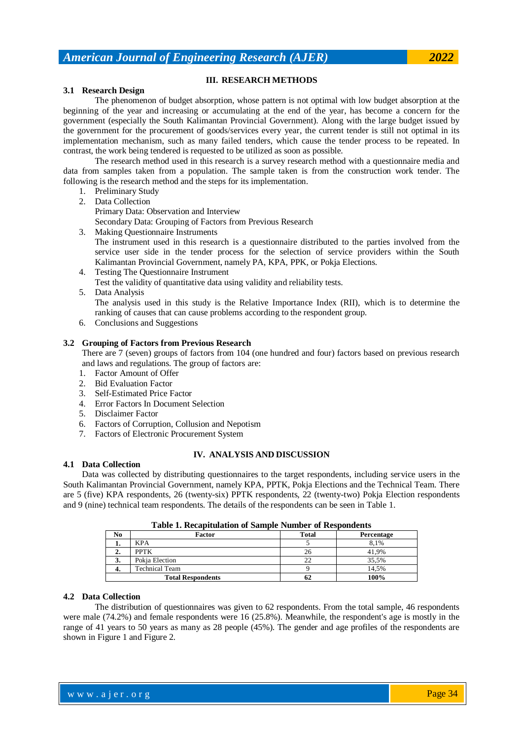## III. RESEARCH METHODS

### 3.1 Research Design

The phenomenon of budget absorption, whose pattern is not optimal with low budget absorption at the beginning of the year and increasing or accumulating at the end of the year, has become a concern for the government (especially the South Kalimantan Provincial Government). Along with the large budget issued by the government for the procurement of goods/services every year, the current tender is still not optimal in its implementation mechanism, such as many failed tenders, which cause the tender process to be repeated. In contrast, the work being tendered is requested to be utilized as soon as possible.

The research method used in this research is a survey research method with a questionnaire media and data from samples taken from a population. The sample taken is from the construction work tender. The following is the research method and the steps for its implementation.

1. Preliminary Study
2. Data Collection
   Primary Data: Observation and Interview
   Secondary Data: Grouping of Factors from Previous Research
3. Making Questionnaire Instruments
   The instrument used in this research is a questionnaire distributed to the parties involved from the service user side in the tender process for the selection of service providers within the South Kalimantan Provincial Government, namely PA, KPA, PPK, or Pokja Elections.
4. Testing The Questionnaire Instrument
   Test the validity of quantitative data using validity and reliability tests.
5. Data Analysis
   The analysis used in this study is the Relative Importance Index (RII), which is to determine the ranking of causes that can cause problems according to the respondent group.
6. Conclusions and Suggestions

### 3.2 Grouping of Factors from Previous Research

There are 7 (seven) groups of factors from 104 (one hundred and four) factors based on previous research and laws and regulations. The group of factors are:

1. Factor Amount of Offer
2. Bid Evaluation Factor
3. Self-Estimated Price Factor
4. Error Factors In Document Selection
5. Disclaimer Factor
6. Factors of Corruption, Collusion and Nepotism
7. Factors of Electronic Procurement System

## IV. ANALYSIS AND DISCUSSION

### 4.1 Data Collection

Data was collected by distributing questionnaires to the target respondents, including service users in the South Kalimantan Provincial Government, namely KPA, PPTK, Pokja Elections and the Technical Team. There are 5 (five) KPA respondents, 26 (twenty-six) PPTK respondents, 22 (twenty-two) Pokja Election respondents and 9 (nine) technical team respondents. The details of the respondents can be seen in Table 1.

**Table 1. Recapitulation of Sample Number of Respondents**

| No | Factor | Total | Percentage |
|---|---|---|---|
| 1. | KPA | 5 | 8,1% |
| 2. | PPTK | 26 | 41,9% |
| 3. | Pokja Election | 22 | 35,5% |
| 4. | Technical Team | 9 | 14,5% |
| **Total Respondents** | | **62** | **100%** |

### 4.2 Data Collection

The distribution of questionnaires was given to 62 respondents. From the total sample, 46 respondents were male (74.2%) and female respondents were 16 (25.8%). Meanwhile, the respondent's age is mostly in the range of 41 years to 50 years as many as 28 people (45%). The gender and age profiles of the respondents are shown in Figure 1 and Figure 2.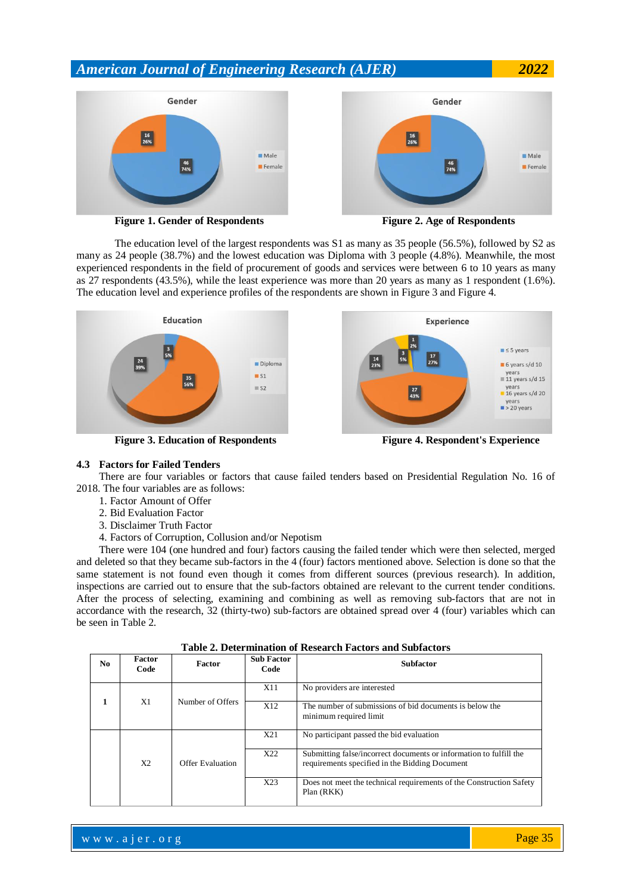**Figure 1. Gender of Respondents**

**Figure 2. Age of Respondents**

The education level of the largest respondents was S1 as many as 35 people (56.5%), followed by S2 as many as 24 people (38.7%) and the lowest education was Diploma with 3 people (4.8%). Meanwhile, the most experienced respondents in the field of procurement of goods and services were between 6 to 10 years as many as 27 respondents (43.5%), while the least experience was more than 20 years as many as 1 respondent (1.6%). The education level and experience profiles of the respondents are shown in Figure 3 and Figure 4.

**Figure 3. Education of Respondents**

**Figure 4. Respondent's Experience**

### 4.3 Factors for Failed Tenders

There are four variables or factors that cause failed tenders based on Presidential Regulation No. 16 of 2018. The four variables are as follows:

1. Factor Amount of Offer
2. Bid Evaluation Factor
3. Disclaimer Truth Factor
4. Factors of Corruption, Collusion and/or Nepotism

There were 104 (one hundred and four) factors causing the failed tender which were then selected, merged and deleted so that they became sub-factors in the 4 (four) factors mentioned above. Selection is done so that the same statement is not found even though it comes from different sources (previous research). In addition, inspections are carried out to ensure that the sub-factors obtained are relevant to the current tender conditions. After the process of selecting, examining and combining as well as removing sub-factors that are not in accordance with the research, 32 (thirty-two) sub-factors are obtained spread over 4 (four) variables which can be seen in Table 2.

**Table 2. Determination of Research Factors and Subfactors**

| No | Factor Code | Factor | Sub Factor Code | Subfactor |
|---|---|---|---|---|
| 1 | X1 | Number of Offers | X11 | No providers are interested |
| | | | X12 | The number of submissions of bid documents is below the minimum required limit |
| | X2 | Offer Evaluation | X21 | No participant passed the bid evaluation |
| | | | X22 | Submitting false/incorrect documents or information to fulfill the requirements specified in the Bidding Document |
| | | | X23 | Does not meet the technical requirements of the Construction Safety Plan (RKK) |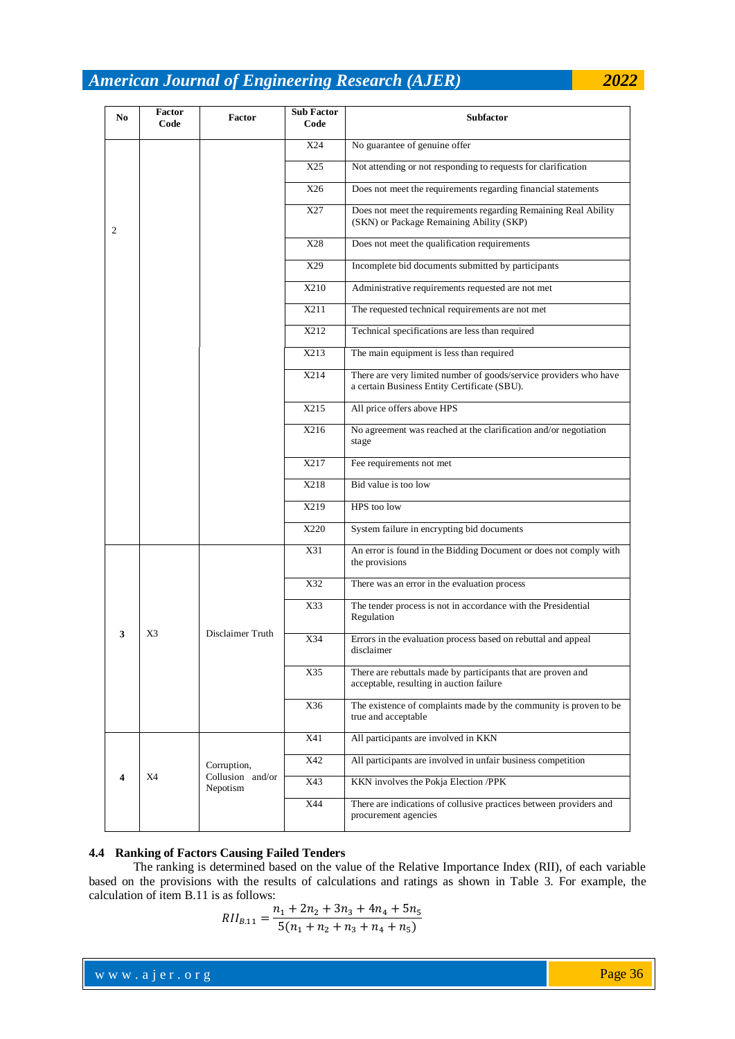| No | Factor Code | Factor | Sub Factor Code | Subfactor |
|---|---|---|---|---|
| 2 | | | X24 | No guarantee of genuine offer |
| | | | X25 | Not attending or not responding to requests for clarification |
| | | | X26 | Does not meet the requirements regarding financial statements |
| | | | X27 | Does not meet the requirements regarding Remaining Real Ability (SKN) or Package Remaining Ability (SKP) |
| | | | X28 | Does not meet the qualification requirements |
| | | | X29 | Incomplete bid documents submitted by participants |
| | | | X210 | Administrative requirements requested are not met |
| | | | X211 | The requested technical requirements are not met |
| | | | X212 | Technical specifications are less than required |
| | | | X213 | The main equipment is less than required |
| | | | X214 | There are very limited number of goods/service providers who have a certain Business Entity Certificate (SBU). |
| | | | X215 | All price offers above HPS |
| | | | X216 | No agreement was reached at the clarification and/or negotiation stage |
| | | | X217 | Fee requirements not met |
| | | | X218 | Bid value is too low |
| | | | X219 | HPS too low |
| | | | X220 | System failure in encrypting bid documents |
| **3** | X3 | Disclaimer Truth | X31 | An error is found in the Bidding Document or does not comply with the provisions |
| | | | X32 | There was an error in the evaluation process |
| | | | X33 | The tender process is not in accordance with the Presidential Regulation |
| | | | X34 | Errors in the evaluation process based on rebuttal and appeal disclaimer |
| | | | X35 | There are rebuttals made by participants that are proven and acceptable, resulting in auction failure |
| | | | X36 | The existence of complaints made by the community is proven to be true and acceptable |
| **4** | X4 | Corruption, Collusion and/or Nepotism | X41 | All participants are involved in KKN |
| | | | X42 | All participants are involved in unfair business competition |
| | | | X43 | KKN involves the Pokja Election /PPK |
| | | | X44 | There are indications of collusive practices between providers and procurement agencies |

### 4.4 Ranking of Factors Causing Failed Tenders

The ranking is determined based on the value of the Relative Importance Index (RII), of each variable based on the provisions with the results of calculations and ratings as shown in Table 3. For example, the calculation of item B.11 is as follows:

$$RII_{B.11} = \frac{n_1 + 2n_2 + 3n_3 + 4n_4 + 5n_5}{5(n_1 + n_2 + n_3 + n_4 + n_5)}$$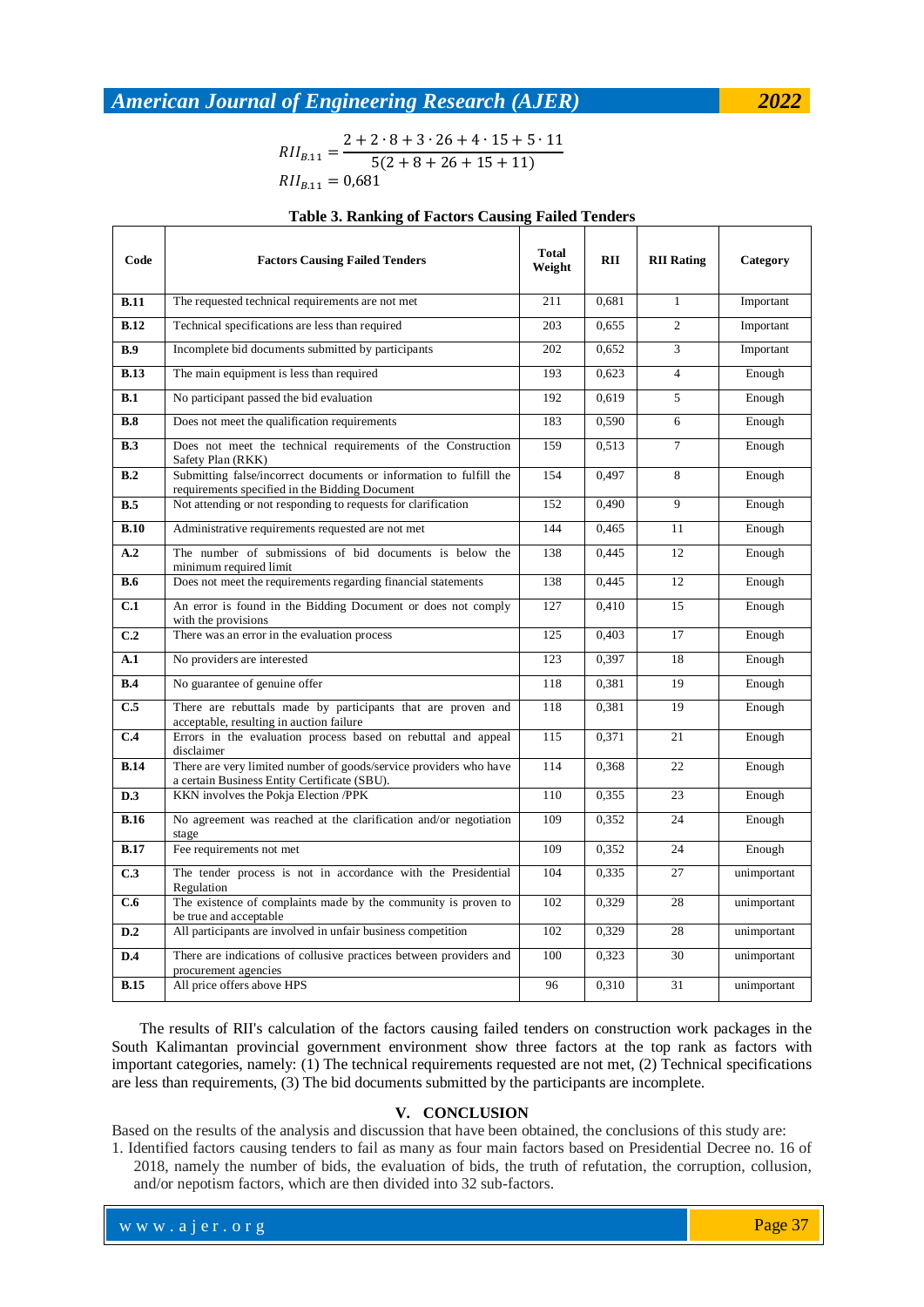$$RII_{B.11} = \frac{2 + 2 \cdot 8 + 3 \cdot 26 + 4 \cdot 15 + 5 \cdot 11}{5(2 + 8 + 26 + 15 + 11)}$$

$$RII_{B.11} = 0{,}681$$

**Table 3. Ranking of Factors Causing Failed Tenders**

| Code | Factors Causing Failed Tenders | Total Weight | RII | RII Rating | Category |
|---|---|---|---|---|---|
| **B.11** | The requested technical requirements are not met | 211 | 0,681 | 1 | Important |
| **B.12** | Technical specifications are less than required | 203 | 0,655 | 2 | Important |
| **B.9** | Incomplete bid documents submitted by participants | 202 | 0,652 | 3 | Important |
| **B.13** | The main equipment is less than required | 193 | 0,623 | 4 | Enough |
| **B.1** | No participant passed the bid evaluation | 192 | 0,619 | 5 | Enough |
| **B.8** | Does not meet the qualification requirements | 183 | 0,590 | 6 | Enough |
| **B.3** | Does not meet the technical requirements of the Construction Safety Plan (RKK) | 159 | 0,513 | 7 | Enough |
| **B.2** | Submitting false/incorrect documents or information to fulfill the requirements specified in the Bidding Document | 154 | 0,497 | 8 | Enough |
| **B.5** | Not attending or not responding to requests for clarification | 152 | 0,490 | 9 | Enough |
| **B.10** | Administrative requirements requested are not met | 144 | 0,465 | 11 | Enough |
| **A.2** | The number of submissions of bid documents is below the minimum required limit | 138 | 0,445 | 12 | Enough |
| **B.6** | Does not meet the requirements regarding financial statements | 138 | 0,445 | 12 | Enough |
| **C.1** | An error is found in the Bidding Document or does not comply with the provisions | 127 | 0,410 | 15 | Enough |
| **C.2** | There was an error in the evaluation process | 125 | 0,403 | 17 | Enough |
| **A.1** | No providers are interested | 123 | 0,397 | 18 | Enough |
| **B.4** | No guarantee of genuine offer | 118 | 0,381 | 19 | Enough |
| **C.5** | There are rebuttals made by participants that are proven and acceptable, resulting in auction failure | 118 | 0,381 | 19 | Enough |
| **C.4** | Errors in the evaluation process based on rebuttal and appeal disclaimer | 115 | 0,371 | 21 | Enough |
| **B.14** | There are very limited number of goods/service providers who have a certain Business Entity Certificate (SBU). | 114 | 0,368 | 22 | Enough |
| **D.3** | KKN involves the Pokja Election /PPK | 110 | 0,355 | 23 | Enough |
| **B.16** | No agreement was reached at the clarification and/or negotiation stage | 109 | 0,352 | 24 | Enough |
| **B.17** | Fee requirements not met | 109 | 0,352 | 24 | Enough |
| **C.3** | The tender process is not in accordance with the Presidential Regulation | 104 | 0,335 | 27 | unimportant |
| **C.6** | The existence of complaints made by the community is proven to be true and acceptable | 102 | 0,329 | 28 | unimportant |
| **D.2** | All participants are involved in unfair business competition | 102 | 0,329 | 28 | unimportant |
| **D.4** | There are indications of collusive practices between providers and procurement agencies | 100 | 0,323 | 30 | unimportant |
| **B.15** | All price offers above HPS | 96 | 0,310 | 31 | unimportant |

The results of RII's calculation of the factors causing failed tenders on construction work packages in the South Kalimantan provincial government environment show three factors at the top rank as factors with important categories, namely: (1) The technical requirements requested are not met, (2) Technical specifications are less than requirements, (3) The bid documents submitted by the participants are incomplete.

## V. CONCLUSION

Based on the results of the analysis and discussion that have been obtained, the conclusions of this study are:

1. Identified factors causing tenders to fail as many as four main factors based on Presidential Decree no. 16 of 2018, namely the number of bids, the evaluation of bids, the truth of refutation, the corruption, collusion, and/or nepotism factors, which are then divided into 32 sub-factors.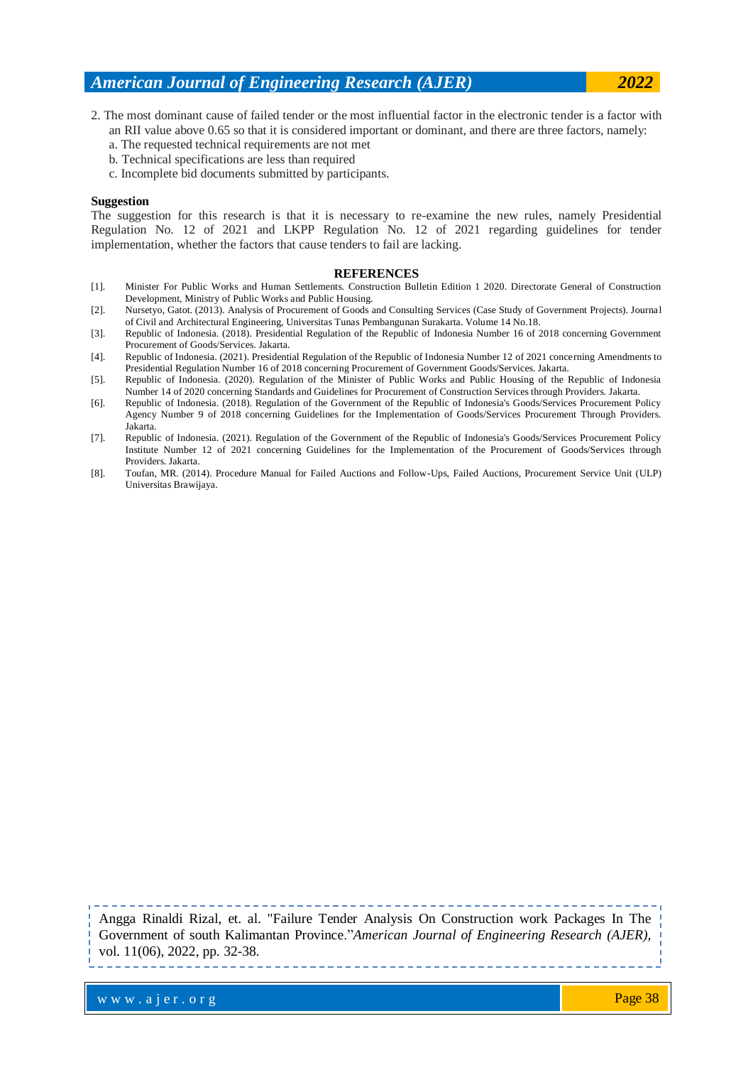2. The most dominant cause of failed tender or the most influential factor in the electronic tender is a factor with an RII value above 0.65 so that it is considered important or dominant, and there are three factors, namely:
   a. The requested technical requirements are not met
   b. Technical specifications are less than required
   c. Incomplete bid documents submitted by participants.

**Suggestion**

The suggestion for this research is that it is necessary to re-examine the new rules, namely Presidential Regulation No. 12 of 2021 and LKPP Regulation No. 12 of 2021 regarding guidelines for tender implementation, whether the factors that cause tenders to fail are lacking.

## REFERENCES

[1]. Minister For Public Works and Human Settlements. Construction Bulletin Edition 1 2020. Directorate General of Construction Development, Ministry of Public Works and Public Housing.

[2]. Nursetyo, Gatot. (2013). Analysis of Procurement of Goods and Consulting Services (Case Study of Government Projects). Journal of Civil and Architectural Engineering, Universitas Tunas Pembangunan Surakarta. Volume 14 No.18.

[3]. Republic of Indonesia. (2018). Presidential Regulation of the Republic of Indonesia Number 16 of 2018 concerning Government Procurement of Goods/Services. Jakarta.

[4]. Republic of Indonesia. (2021). Presidential Regulation of the Republic of Indonesia Number 12 of 2021 concerning Amendments to Presidential Regulation Number 16 of 2018 concerning Procurement of Government Goods/Services. Jakarta.

[5]. Republic of Indonesia. (2020). Regulation of the Minister of Public Works and Public Housing of the Republic of Indonesia Number 14 of 2020 concerning Standards and Guidelines for Procurement of Construction Services through Providers. Jakarta.

[6]. Republic of Indonesia. (2018). Regulation of the Government of the Republic of Indonesia's Goods/Services Procurement Policy Agency Number 9 of 2018 concerning Guidelines for the Implementation of Goods/Services Procurement Through Providers. Jakarta.

[7]. Republic of Indonesia. (2021). Regulation of the Government of the Republic of Indonesia's Goods/Services Procurement Policy Institute Number 12 of 2021 concerning Guidelines for the Implementation of the Procurement of Goods/Services through Providers. Jakarta.

[8]. Toufan, MR. (2014). Procedure Manual for Failed Auctions and Follow-Ups, Failed Auctions, Procurement Service Unit (ULP) Universitas Brawijaya.

Angga Rinaldi Rizal, et. al. "Failure Tender Analysis On Construction work Packages In The Government of south Kalimantan Province."*American Journal of Engineering Research (AJER),* vol. 11(06), 2022, pp. 32-38.